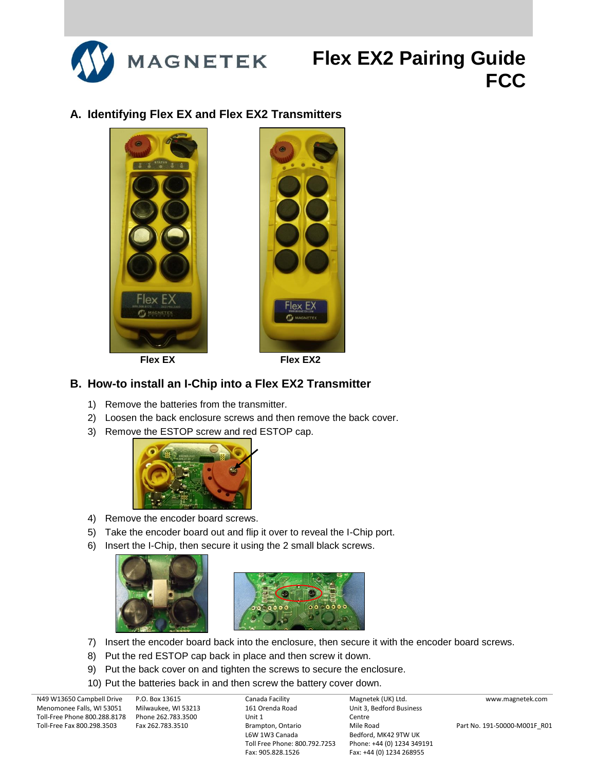# Flex EX2 Pairing Guide FCC

## A. Identifying Flex EX and Flex EX2 Transmitters

Flex EX

Flex EX2

## B. How-to install an I-Chip into a Flex EX2 Transmitter

1) Remove the batteries from the transmitter.
2) Loosen the back enclosure screws and then remove the back cover.
3) Remove the ESTOP screw and red ESTOP cap.
4) Remove the encoder board screws.
5) Take the encoder board out and flip it over to reveal the I-Chip port.
6) Insert the I-Chip, then secure it using the 2 small black screws.
7) Insert the encoder board back into the enclosure, then secure it with the encoder board screws.
8) Put the red ESTOP cap back in place and then screw it down.
9) Put the back cover on and tighten the screws to secure the enclosure.
10) Put the batteries back in and then screw the battery cover down.

N49 W13650 Campbell Drive
Menomonee Falls, WI 53051
Toll-Free Phone 800.288.8178
Toll-Free Fax 800.298.3503

P.O. Box 13615
Milwaukee, WI 53213
Phone 262.783.3500
Fax 262.783.3510

Canada Facility
161 Orenda Road
Unit 1
Brampton, Ontario
L6W 1W3 Canada
Toll Free Phone: 800.792.7253
Fax: 905.828.1526

Magnetek (UK) Ltd.
Unit 3, Bedford Business Centre
Mile Road
Bedford, MK42 9TW UK
Phone: +44 (0) 1234 349191
Fax: +44 (0) 1234 268955

www.magnetek.com

Part No. 191-50000-M001F_R01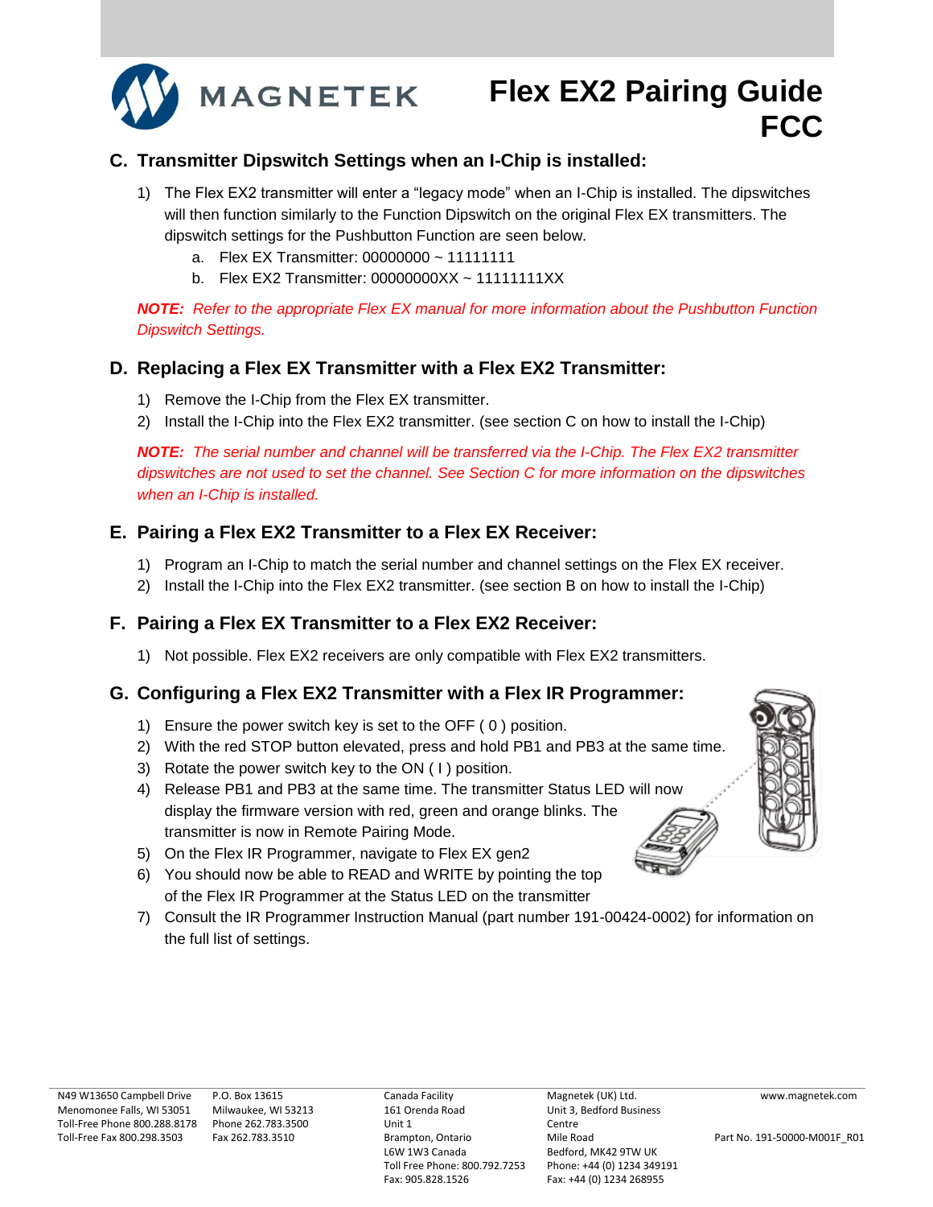# Flex EX2 Pairing Guide FCC

## C. Transmitter Dipswitch Settings when an I-Chip is installed:

1) The Flex EX2 transmitter will enter a "legacy mode" when an I-Chip is installed. The dipswitches will then function similarly to the Function Dipswitch on the original Flex EX transmitters. The dipswitch settings for the Pushbutton Function are seen below.
   a. Flex EX Transmitter: 00000000 ~ 11111111
   b. Flex EX2 Transmitter: 00000000XX ~ 11111111XX

***NOTE:*** *Refer to the appropriate Flex EX manual for more information about the Pushbutton Function Dipswitch Settings.*

## D. Replacing a Flex EX Transmitter with a Flex EX2 Transmitter:

1) Remove the I-Chip from the Flex EX transmitter.
2) Install the I-Chip into the Flex EX2 transmitter. (see section C on how to install the I-Chip)

***NOTE:*** *The serial number and channel will be transferred via the I-Chip. The Flex EX2 transmitter dipswitches are not used to set the channel. See Section C for more information on the dipswitches when an I-Chip is installed.*

## E. Pairing a Flex EX2 Transmitter to a Flex EX Receiver:

1) Program an I-Chip to match the serial number and channel settings on the Flex EX receiver.
2) Install the I-Chip into the Flex EX2 transmitter. (see section B on how to install the I-Chip)

## F. Pairing a Flex EX Transmitter to a Flex EX2 Receiver:

1) Not possible. Flex EX2 receivers are only compatible with Flex EX2 transmitters.

## G. Configuring a Flex EX2 Transmitter with a Flex IR Programmer:

1) Ensure the power switch key is set to the OFF ( 0 ) position.
2) With the red STOP button elevated, press and hold PB1 and PB3 at the same time.
3) Rotate the power switch key to the ON ( I ) position.
4) Release PB1 and PB3 at the same time. The transmitter Status LED will now display the firmware version with red, green and orange blinks. The transmitter is now in Remote Pairing Mode.
5) On the Flex IR Programmer, navigate to Flex EX gen2
6) You should now be able to READ and WRITE by pointing the top of the Flex IR Programmer at the Status LED on the transmitter
7) Consult the IR Programmer Instruction Manual (part number 191-00424-0002) for information on the full list of settings.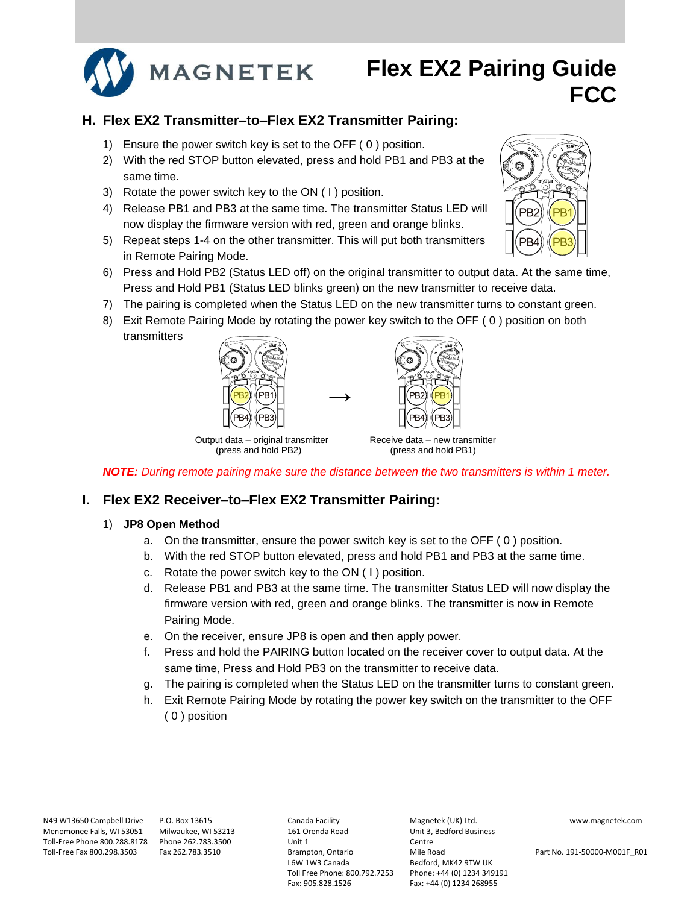# Flex EX2 Pairing Guide FCC

## H. Flex EX2 Transmitter–to–Flex EX2 Transmitter Pairing:

1) Ensure the power switch key is set to the OFF ( 0 ) position.
2) With the red STOP button elevated, press and hold PB1 and PB3 at the same time.
3) Rotate the power switch key to the ON ( I ) position.
4) Release PB1 and PB3 at the same time. The transmitter Status LED will now display the firmware version with red, green and orange blinks.
5) Repeat steps 1-4 on the other transmitter. This will put both transmitters in Remote Pairing Mode.
6) Press and Hold PB2 (Status LED off) on the original transmitter to output data. At the same time, Press and Hold PB1 (Status LED blinks green) on the new transmitter to receive data.
7) The pairing is completed when the Status LED on the new transmitter turns to constant green.
8) Exit Remote Pairing Mode by rotating the power key switch to the OFF ( 0 ) position on both transmitters

Output data – original transmitter (press and hold PB2) → Receive data – new transmitter (press and hold PB1)

***NOTE:*** *During remote pairing make sure the distance between the two transmitters is within 1 meter.*

## I. Flex EX2 Receiver–to–Flex EX2 Transmitter Pairing:

1) **JP8 Open Method**
   a. On the transmitter, ensure the power switch key is set to the OFF ( 0 ) position.
   b. With the red STOP button elevated, press and hold PB1 and PB3 at the same time.
   c. Rotate the power switch key to the ON ( I ) position.
   d. Release PB1 and PB3 at the same time. The transmitter Status LED will now display the firmware version with red, green and orange blinks. The transmitter is now in Remote Pairing Mode.
   e. On the receiver, ensure JP8 is open and then apply power.
   f. Press and hold the PAIRING button located on the receiver cover to output data. At the same time, Press and Hold PB3 on the transmitter to receive data.
   g. The pairing is completed when the Status LED on the transmitter turns to constant green.
   h. Exit Remote Pairing Mode by rotating the power key switch on the transmitter to the OFF ( 0 ) position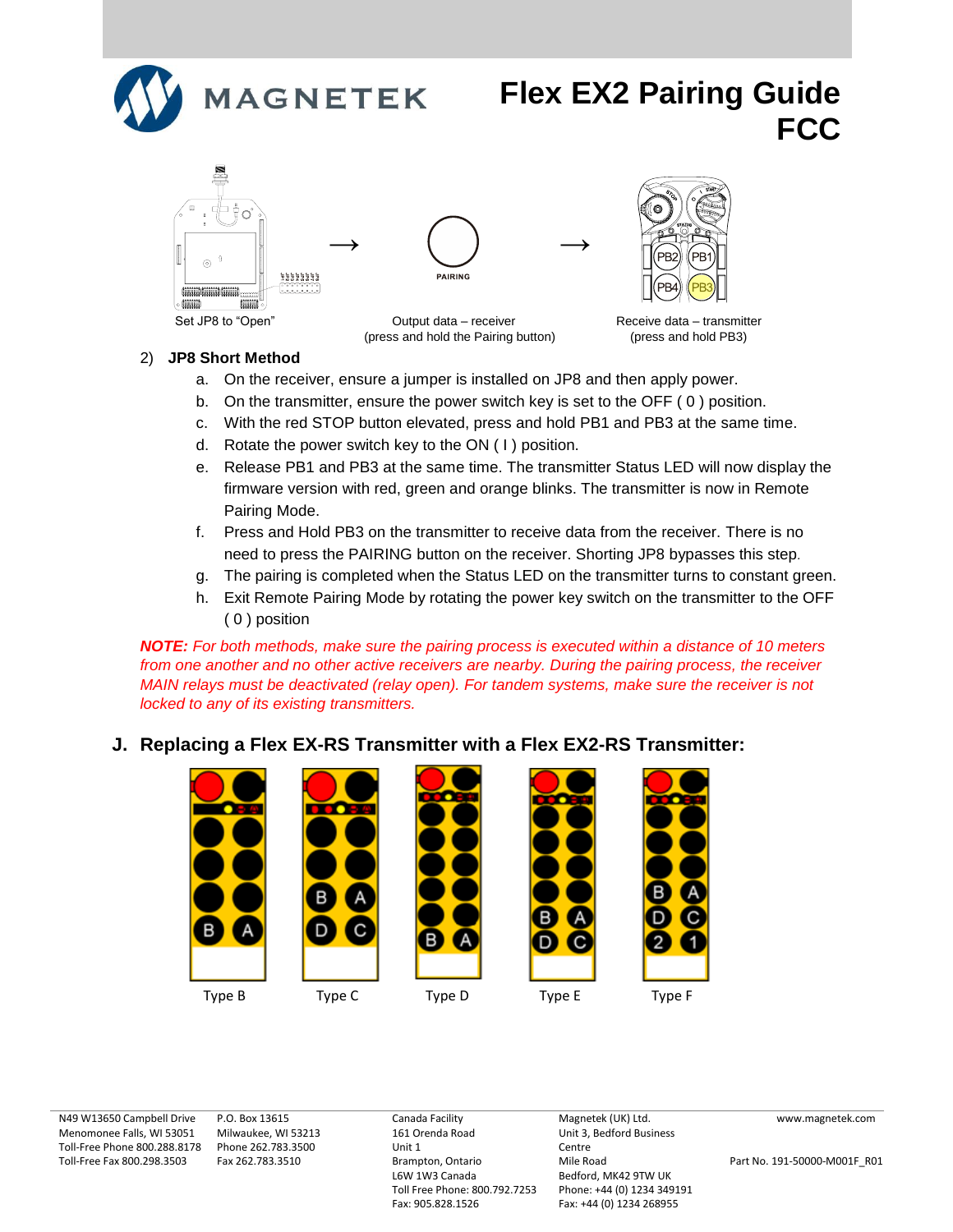# Flex EX2 Pairing Guide FCC

Set JP8 to "Open" → Output data – receiver (press and hold the Pairing button) → Receive data – transmitter (press and hold PB3)

2) **JP8 Short Method**

a. On the receiver, ensure a jumper is installed on JP8 and then apply power.
b. On the transmitter, ensure the power switch key is set to the OFF ( 0 ) position.
c. With the red STOP button elevated, press and hold PB1 and PB3 at the same time.
d. Rotate the power switch key to the ON ( I ) position.
e. Release PB1 and PB3 at the same time. The transmitter Status LED will now display the firmware version with red, green and orange blinks. The transmitter is now in Remote Pairing Mode.
f. Press and Hold PB3 on the transmitter to receive data from the receiver. There is no need to press the PAIRING button on the receiver. Shorting JP8 bypasses this step.
g. The pairing is completed when the Status LED on the transmitter turns to constant green.
h. Exit Remote Pairing Mode by rotating the power key switch on the transmitter to the OFF ( 0 ) position

***NOTE:*** *For both methods, make sure the pairing process is executed within a distance of 10 meters from one another and no other active receivers are nearby. During the pairing process, the receiver MAIN relays must be deactivated (relay open). For tandem systems, make sure the receiver is not locked to any of its existing transmitters.*

## J. Replacing a Flex EX-RS Transmitter with a Flex EX2-RS Transmitter:

Type B    Type C    Type D    Type E    Type F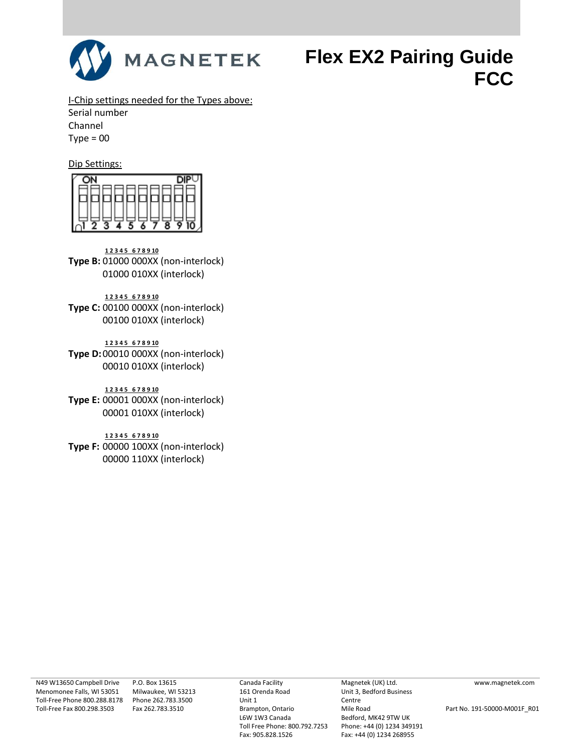# Flex EX2 Pairing Guide FCC

I-Chip settings needed for the Types above:
Serial number
Channel
Type = 00

Dip Settings:

ON DIP
1 2 3 4 5 6 7 8 9 10

12345 678910
**Type B:** 01000 000XX (non-interlock)
01000 010XX (interlock)

12345 678910
**Type C:** 00100 000XX (non-interlock)
00100 010XX (interlock)

12345 678910
**Type D:** 00010 000XX (non-interlock)
00010 010XX (interlock)

12345 678910
**Type E:** 00001 000XX (non-interlock)
00001 010XX (interlock)

12345 678910
**Type F:** 00000 100XX (non-interlock)
00000 110XX (interlock)

N49 W13650 Campbell Drive
Menomonee Falls, WI 53051
Toll-Free Phone 800.288.8178
Toll-Free Fax 800.298.3503

P.O. Box 13615
Milwaukee, WI 53213
Phone 262.783.3500
Fax 262.783.3510

Canada Facility
161 Orenda Road
Unit 1
Brampton, Ontario
L6W 1W3 Canada
Toll Free Phone: 800.792.7253
Fax: 905.828.1526

Magnetek (UK) Ltd.
Unit 3, Bedford Business Centre
Mile Road
Bedford, MK42 9TW UK
Phone: +44 (0) 1234 349191
Fax: +44 (0) 1234 268955

www.magnetek.com

Part No. 191-50000-M001F_R01